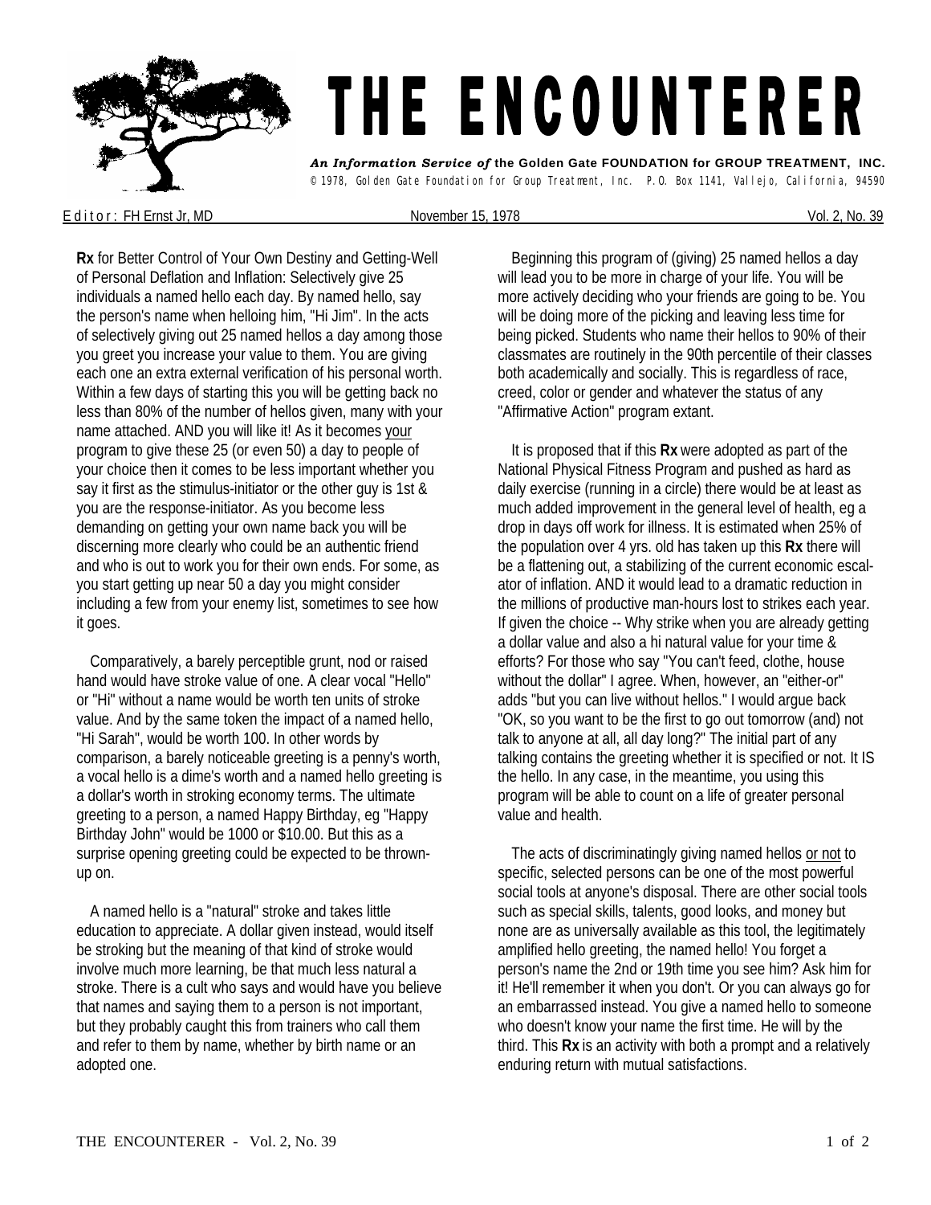# THE ENCOUNTERER

***An Information Service of*** **the Golden Gate FOUNDATION for GROUP TREATMENT, INC.**
© 1978, Golden Gate Foundation for Group Treatment, Inc. P.O. Box 1141, Vallejo, California, 94590

Editor: FH Ernst Jr, MD — November 15, 1978 — Vol. 2, No. 39

**Rx** for Better Control of Your Own Destiny and Getting-Well of Personal Deflation and Inflation: Selectively give 25 individuals a named hello each day. By named hello, say the person's name when helloing him, "Hi Jim". In the acts of selectively giving out 25 named hellos a day among those you greet you increase your value to them. You are giving each one an extra external verification of his personal worth. Within a few days of starting this you will be getting back no less than 80% of the number of hellos given, many with your name attached. AND you will like it! As it becomes <u>your</u> program to give these 25 (or even 50) a day to people of your choice then it comes to be less important whether you say it first as the stimulus-initiator or the other guy is 1st & you are the response-initiator. As you become less demanding on getting your own name back you will be discerning more clearly who could be an authentic friend and who is out to work you for their own ends. For some, as you start getting up near 50 a day you might consider including a few from your enemy list, sometimes to see how it goes.

Comparatively, a barely perceptible grunt, nod or raised hand would have stroke value of one. A clear vocal "Hello" or "Hi" without a name would be worth ten units of stroke value. And by the same token the impact of a named hello, "Hi Sarah", would be worth 100. In other words by comparison, a barely noticeable greeting is a penny's worth, a vocal hello is a dime's worth and a named hello greeting is a dollar's worth in stroking economy terms. The ultimate greeting to a person, a named Happy Birthday, eg "Happy Birthday John" would be 1000 or $10.00. But this as a surprise opening greeting could be expected to be thrown-up on.

A named hello is a "natural" stroke and takes little education to appreciate. A dollar given instead, would itself be stroking but the meaning of that kind of stroke would involve much more learning, be that much less natural a stroke. There is a cult who says and would have you believe that names and saying them to a person is not important, but they probably caught this from trainers who call them and refer to them by name, whether by birth name or an adopted one.

Beginning this program of (giving) 25 named hellos a day will lead you to be more in charge of your life. You will be more actively deciding who your friends are going to be. You will be doing more of the picking and leaving less time for being picked. Students who name their hellos to 90% of their classmates are routinely in the 90th percentile of their classes both academically and socially. This is regardless of race, creed, color or gender and whatever the status of any "Affirmative Action" program extant.

It is proposed that if this **Rx** were adopted as part of the National Physical Fitness Program and pushed as hard as daily exercise (running in a circle) there would be at least as much added improvement in the general level of health, eg a drop in days off work for illness. It is estimated when 25% of the population over 4 yrs. old has taken up this **Rx** there will be a flattening out, a stabilizing of the current economic escalator of inflation. AND it would lead to a dramatic reduction in the millions of productive man-hours lost to strikes each year. If given the choice -- Why strike when you are already getting a dollar value and also a hi natural value for your time & efforts? For those who say "You can't feed, clothe, house without the dollar" I agree. When, however, an "either-or" adds "but you can live without hellos." I would argue back "OK, so you want to be the first to go out tomorrow (and) not talk to anyone at all, all day long?" The initial part of any talking contains the greeting whether it is specified or not. It IS the hello. In any case, in the meantime, you using this program will be able to count on a life of greater personal value and health.

The acts of discriminatingly giving named hellos <u>or not</u> to specific, selected persons can be one of the most powerful social tools at anyone's disposal. There are other social tools such as special skills, talents, good looks, and money but none are as universally available as this tool, the legitimately amplified hello greeting, the named hello! You forget a person's name the 2nd or 19th time you see him? Ask him for it! He'll remember it when you don't. Or you can always go for an embarrassed instead. You give a named hello to someone who doesn't know your name the first time. He will by the third. This **Rx** is an activity with both a prompt and a relatively enduring return with mutual satisfactions.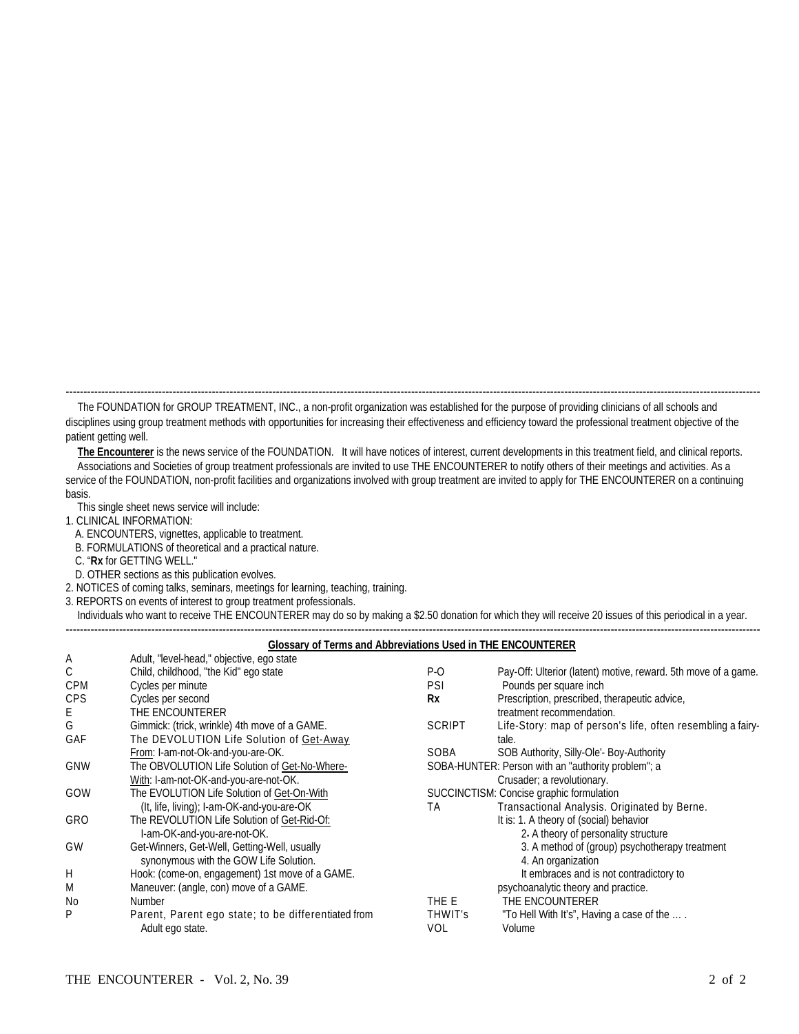---

The FOUNDATION for GROUP TREATMENT, INC., a non-profit organization was established for the purpose of providing clinicians of all schools and disciplines using group treatment methods with opportunities for increasing their effectiveness and efficiency toward the professional treatment objective of the patient getting well.

**The Encounterer** is the news service of the FOUNDATION. It will have notices of interest, current developments in this treatment field, and clinical reports.

Associations and Societies of group treatment professionals are invited to use THE ENCOUNTERER to notify others of their meetings and activities. As a service of the FOUNDATION, non-profit facilities and organizations involved with group treatment are invited to apply for THE ENCOUNTERER on a continuing basis.

This single sheet news service will include:

1. CLINICAL INFORMATION:
   A. ENCOUNTERS, vignettes, applicable to treatment.
   B. FORMULATIONS of theoretical and a practical nature.
   C. "**Rx** for GETTING WELL."
   D. OTHER sections as this publication evolves.
2. NOTICES of coming talks, seminars, meetings for learning, teaching, training.
3. REPORTS on events of interest to group treatment professionals.

Individuals who want to receive THE ENCOUNTERER may do so by making a $2.50 donation for which they will receive 20 issues of this periodical in a year.

---

**Glossary of Terms and Abbreviations Used in THE ENCOUNTERER**

| | |
|---|---|
| A | Adult, "level-head," objective, ego state |
| C | Child, childhood, "the Kid" ego state |
| CPM | Cycles per minute |
| CPS | Cycles per second |
| E | THE ENCOUNTERER |
| G | Gimmick: (trick, wrinkle) 4th move of a GAME. |
| GAF | The DEVOLUTION Life Solution of Get-Away From: I-am-not-Ok-and-you-are-OK. |
| GNW | The OBVOLUTION Life Solution of Get-No-Where-With: I-am-not-OK-and-you-are-not-OK. |
| GOW | The EVOLUTION Life Solution of Get-On-With (It, life, living); I-am-OK-and-you-are-OK |
| GRO | The REVOLUTION Life Solution of Get-Rid-Of: I-am-OK-and-you-are-not-OK. |
| GW | Get-Winners, Get-Well, Getting-Well, usually synonymous with the GOW Life Solution. |
| H | Hook: (come-on, engagement) 1st move of a GAME. |
| M | Maneuver: (angle, con) move of a GAME. |
| No | Number |
| P | Parent, Parent ego state; to be differentiated from Adult ego state. |
| P-O | Pay-Off: Ulterior (latent) motive, reward. 5th move of a game. |
| PSI | Pounds per square inch |
| **Rx** | Prescription, prescribed, therapeutic advice, treatment recommendation. |
| SCRIPT | Life-Story: map of person's life, often resembling a fairy-tale. |
| SOBA | SOB Authority, Silly-Ole'- Boy-Authority |
| SOBA-HUNTER | Person with an "authority problem"; a Crusader; a revolutionary. |
| SUCCINCTISM | Concise graphic formulation |
| TA | Transactional Analysis. Originated by Berne. It is: 1. A theory of (social) behavior 2. A theory of personality structure 3. A method of (group) psychotherapy treatment 4. An organization. It embraces and is not contradictory to psychoanalytic theory and practice. |
| THE E | THE ENCOUNTERER |
| THWIT's | "To Hell With It's", Having a case of the … . |
| VOL | Volume |